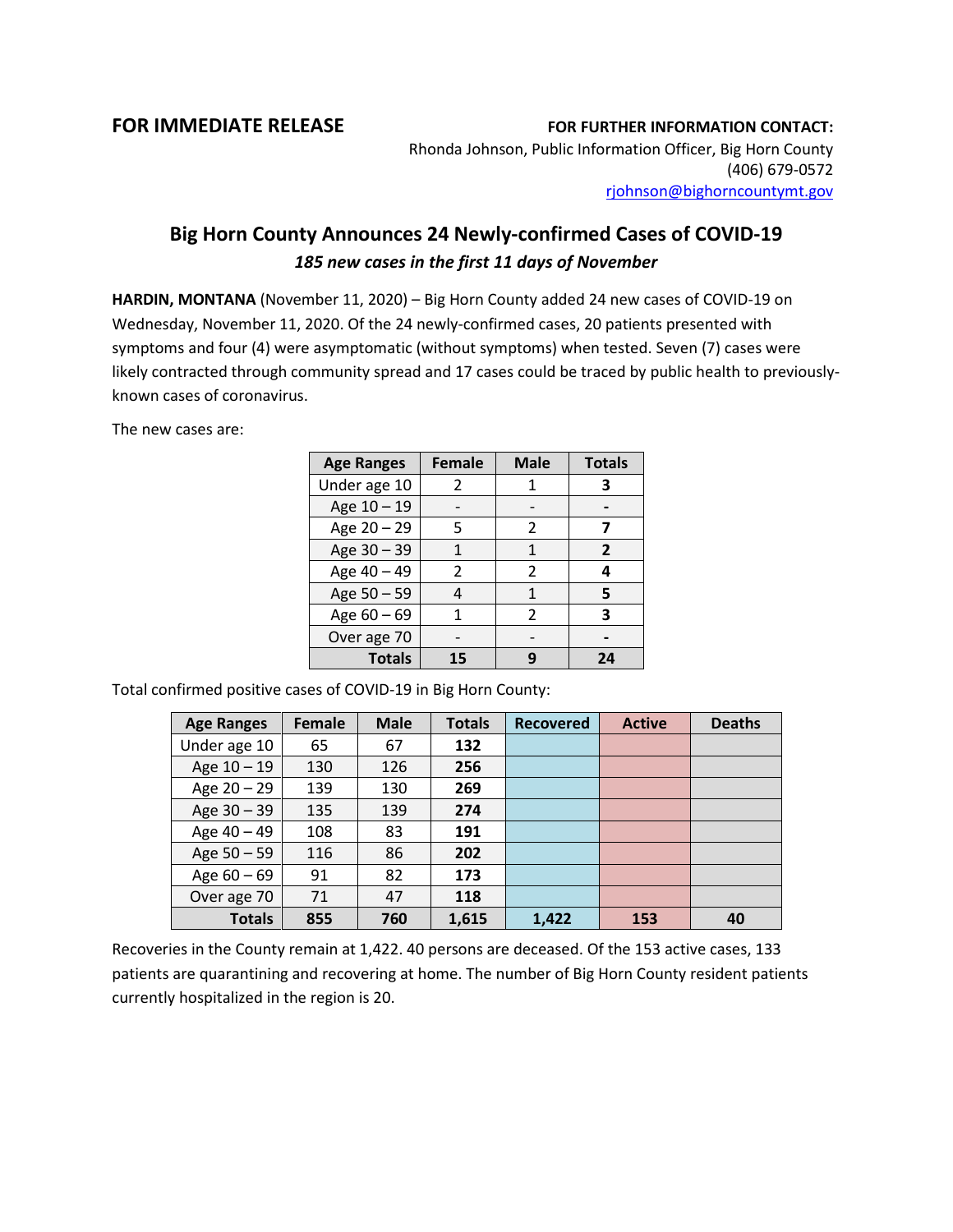**FOR IMMEDIATE RELEASE**

**FOR FURTHER INFORMATION CONTACT:**
Rhonda Johnson, Public Information Officer, Big Horn County
(406) 679-0572
rjohnson@bighorncountymt.gov

# Big Horn County Announces 24 Newly-confirmed Cases of COVID-19

### *185 new cases in the first 11 days of November*

**HARDIN, MONTANA** (November 11, 2020) – Big Horn County added 24 new cases of COVID-19 on Wednesday, November 11, 2020. Of the 24 newly-confirmed cases, 20 patients presented with symptoms and four (4) were asymptomatic (without symptoms) when tested. Seven (7) cases were likely contracted through community spread and 17 cases could be traced by public health to previously-known cases of coronavirus.

The new cases are:

| Age Ranges | Female | Male | Totals |
|---|---|---|---|
| Under age 10 | 2 | 1 | **3** |
| Age 10 – 19 | - | - | **-** |
| Age 20 – 29 | 5 | 2 | **7** |
| Age 30 – 39 | 1 | 1 | **2** |
| Age 40 – 49 | 2 | 2 | **4** |
| Age 50 – 59 | 4 | 1 | **5** |
| Age 60 – 69 | 1 | 2 | **3** |
| Over age 70 | - | - | **-** |
| **Totals** | **15** | **9** | **24** |

Total confirmed positive cases of COVID-19 in Big Horn County:

| Age Ranges | Female | Male | Totals | Recovered | Active | Deaths |
|---|---|---|---|---|---|---|
| Under age 10 | 65 | 67 | **132** | | | |
| Age 10 – 19 | 130 | 126 | **256** | | | |
| Age 20 – 29 | 139 | 130 | **269** | | | |
| Age 30 – 39 | 135 | 139 | **274** | | | |
| Age 40 – 49 | 108 | 83 | **191** | | | |
| Age 50 – 59 | 116 | 86 | **202** | | | |
| Age 60 – 69 | 91 | 82 | **173** | | | |
| Over age 70 | 71 | 47 | **118** | | | |
| **Totals** | **855** | **760** | **1,615** | **1,422** | **153** | **40** |

Recoveries in the County remain at 1,422. 40 persons are deceased. Of the 153 active cases, 133 patients are quarantining and recovering at home. The number of Big Horn County resident patients currently hospitalized in the region is 20.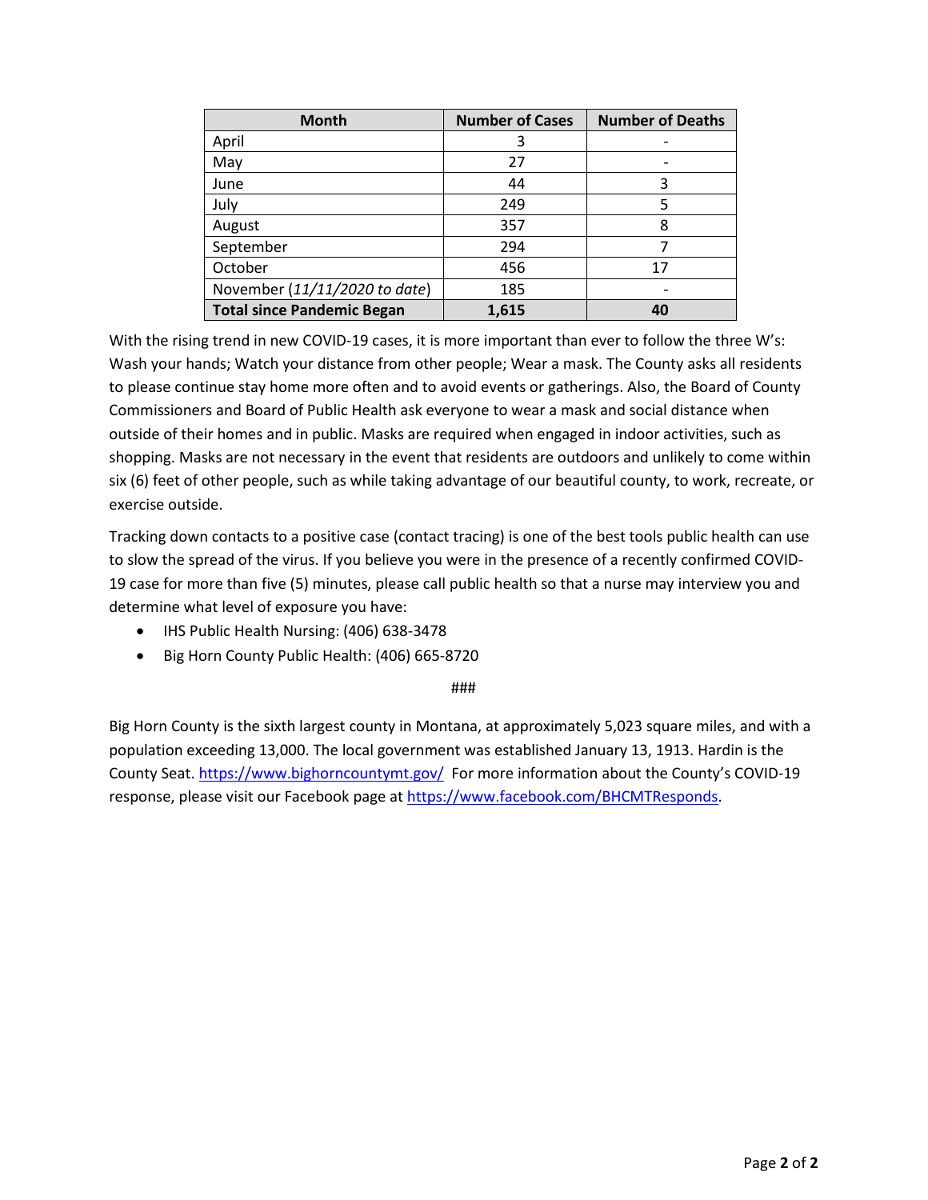| Month | Number of Cases | Number of Deaths |
|---|---|---|
| April | 3 | - |
| May | 27 | - |
| June | 44 | 3 |
| July | 249 | 5 |
| August | 357 | 8 |
| September | 294 | 7 |
| October | 456 | 17 |
| November (*11/11/2020 to date*) | 185 | - |
| **Total since Pandemic Began** | **1,615** | **40** |

With the rising trend in new COVID-19 cases, it is more important than ever to follow the three W's: Wash your hands; Watch your distance from other people; Wear a mask. The County asks all residents to please continue stay home more often and to avoid events or gatherings. Also, the Board of County Commissioners and Board of Public Health ask everyone to wear a mask and social distance when outside of their homes and in public. Masks are required when engaged in indoor activities, such as shopping. Masks are not necessary in the event that residents are outdoors and unlikely to come within six (6) feet of other people, such as while taking advantage of our beautiful county, to work, recreate, or exercise outside.

Tracking down contacts to a positive case (contact tracing) is one of the best tools public health can use to slow the spread of the virus. If you believe you were in the presence of a recently confirmed COVID-19 case for more than five (5) minutes, please call public health so that a nurse may interview you and determine what level of exposure you have:

- IHS Public Health Nursing: (406) 638-3478
- Big Horn County Public Health: (406) 665-8720

###

Big Horn County is the sixth largest county in Montana, at approximately 5,023 square miles, and with a population exceeding 13,000. The local government was established January 13, 1913. Hardin is the County Seat. https://www.bighorncountymt.gov/ For more information about the County's COVID-19 response, please visit our Facebook page at https://www.facebook.com/BHCMTResponds.